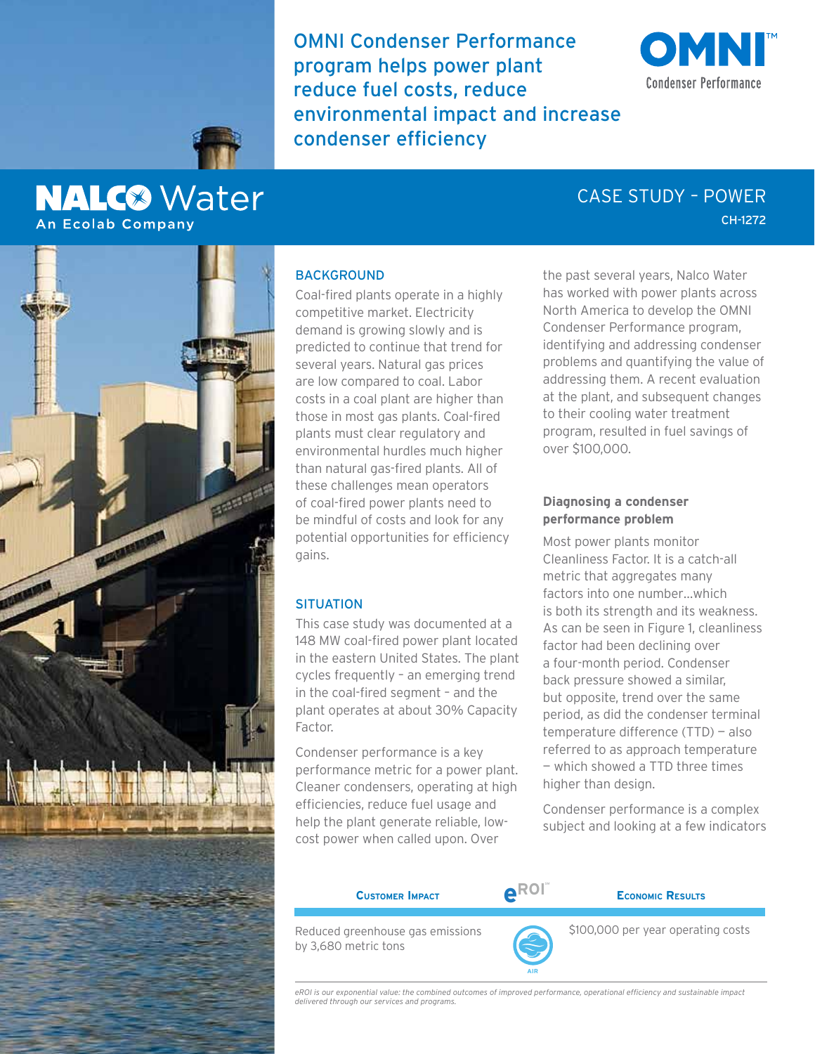# OMNI Condenser Performance program helps power plant reduce fuel costs, reduce environmental impact and increase condenser efficiency

OMNI™ Condenser Performance

NALCO Water
An Ecolab Company

CASE STUDY – POWER
CH-1272

## BACKGROUND

Coal-fired plants operate in a highly competitive market. Electricity demand is growing slowly and is predicted to continue that trend for several years. Natural gas prices are low compared to coal. Labor costs in a coal plant are higher than those in most gas plants. Coal-fired plants must clear regulatory and environmental hurdles much higher than natural gas-fired plants. All of these challenges mean operators of coal-fired power plants need to be mindful of costs and look for any potential opportunities for efficiency gains.

## SITUATION

This case study was documented at a 148 MW coal-fired power plant located in the eastern United States. The plant cycles frequently – an emerging trend in the coal-fired segment – and the plant operates at about 30% Capacity Factor.

Condenser performance is a key performance metric for a power plant. Cleaner condensers, operating at high efficiencies, reduce fuel usage and help the plant generate reliable, low-cost power when called upon. Over the past several years, Nalco Water has worked with power plants across North America to develop the OMNI Condenser Performance program, identifying and addressing condenser problems and quantifying the value of addressing them. A recent evaluation at the plant, and subsequent changes to their cooling water treatment program, resulted in fuel savings of over $100,000.

### Diagnosing a condenser performance problem

Most power plants monitor Cleanliness Factor. It is a catch-all metric that aggregates many factors into one number…which is both its strength and its weakness. As can be seen in Figure 1, cleanliness factor had been declining over a four-month period. Condenser back pressure showed a similar, but opposite, trend over the same period, as did the condenser terminal temperature difference (TTD) — also referred to as approach temperature — which showed a TTD three times higher than design.

Condenser performance is a complex subject and looking at a few indicators

| Customer Impact | eROI™ | Economic Results |
|---|---|---|
| Reduced greenhouse gas emissions by 3,680 metric tons | AIR | $100,000 per year operating costs |

*eROI is our exponential value: the combined outcomes of improved performance, operational efficiency and sustainable impact delivered through our services and programs.*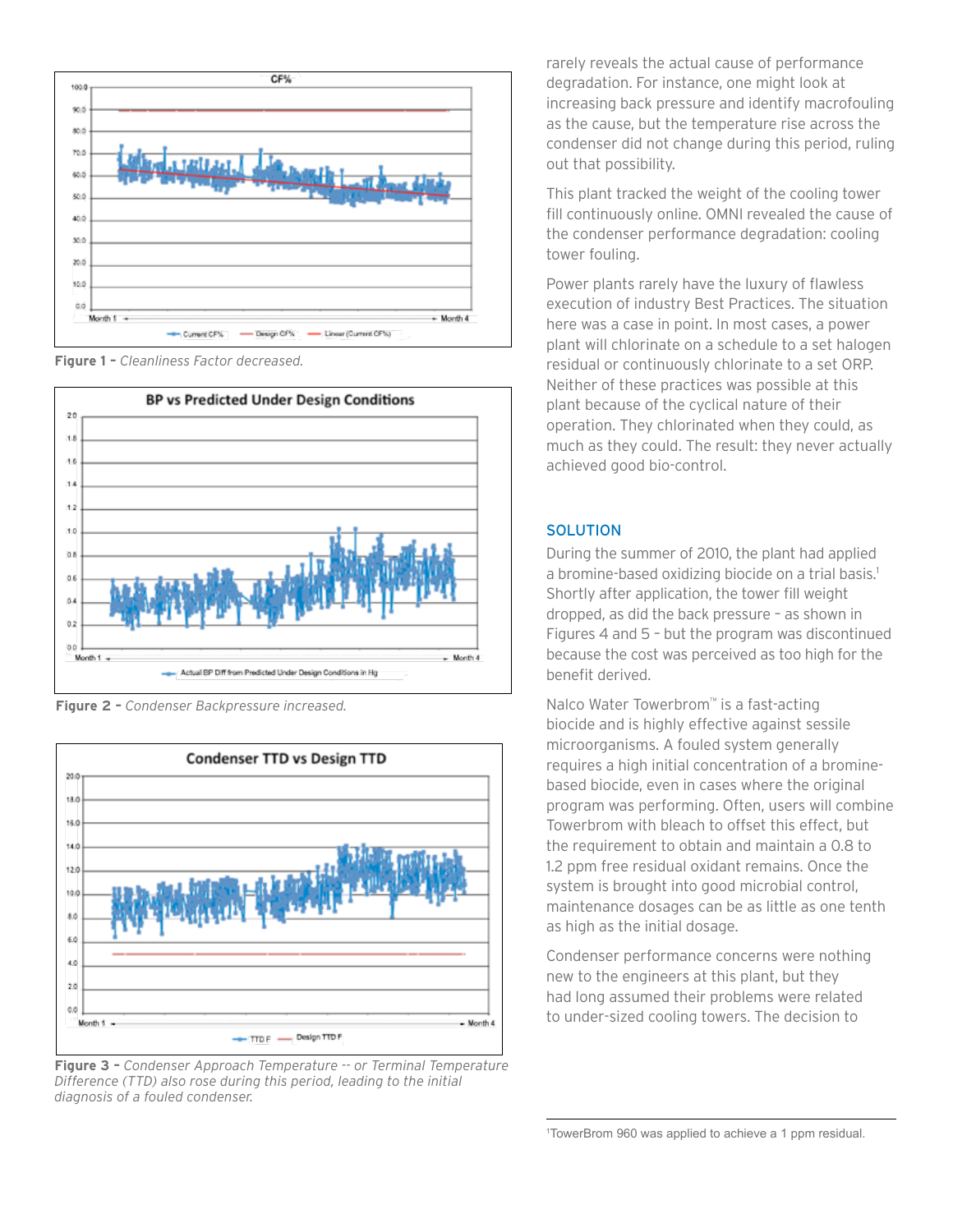Figure 1 – *Cleanliness Factor decreased.*

**Figure 2 –** *Condenser Backpressure increased.*

**Figure 3 –** *Condenser Approach Temperature -- or Terminal Temperature Difference (TTD) also rose during this period, leading to the initial diagnosis of a fouled condenser.*

rarely reveals the actual cause of performance degradation. For instance, one might look at increasing back pressure and identify macrofouling as the cause, but the temperature rise across the condenser did not change during this period, ruling out that possibility.

This plant tracked the weight of the cooling tower fill continuously online. OMNI revealed the cause of the condenser performance degradation: cooling tower fouling.

Power plants rarely have the luxury of flawless execution of industry Best Practices. The situation here was a case in point. In most cases, a power plant will chlorinate on a schedule to a set halogen residual or continuously chlorinate to a set ORP. Neither of these practices was possible at this plant because of the cyclical nature of their operation. They chlorinated when they could, as much as they could. The result: they never actually achieved good bio-control.

## SOLUTION

During the summer of 2010, the plant had applied a bromine-based oxidizing biocide on a trial basis.[1] Shortly after application, the tower fill weight dropped, as did the back pressure – as shown in Figures 4 and 5 – but the program was discontinued because the cost was perceived as too high for the benefit derived.

Nalco Water Towerbrom™ is a fast-acting biocide and is highly effective against sessile microorganisms. A fouled system generally requires a high initial concentration of a bromine-based biocide, even in cases where the original program was performing. Often, users will combine Towerbrom with bleach to offset this effect, but the requirement to obtain and maintain a 0.8 to 1.2 ppm free residual oxidant remains. Once the system is brought into good microbial control, maintenance dosages can be as little as one tenth as high as the initial dosage.

Condenser performance concerns were nothing new to the engineers at this plant, but they had long assumed their problems were related to under-sized cooling towers. The decision to

[1]TowerBrom 960 was applied to achieve a 1 ppm residual.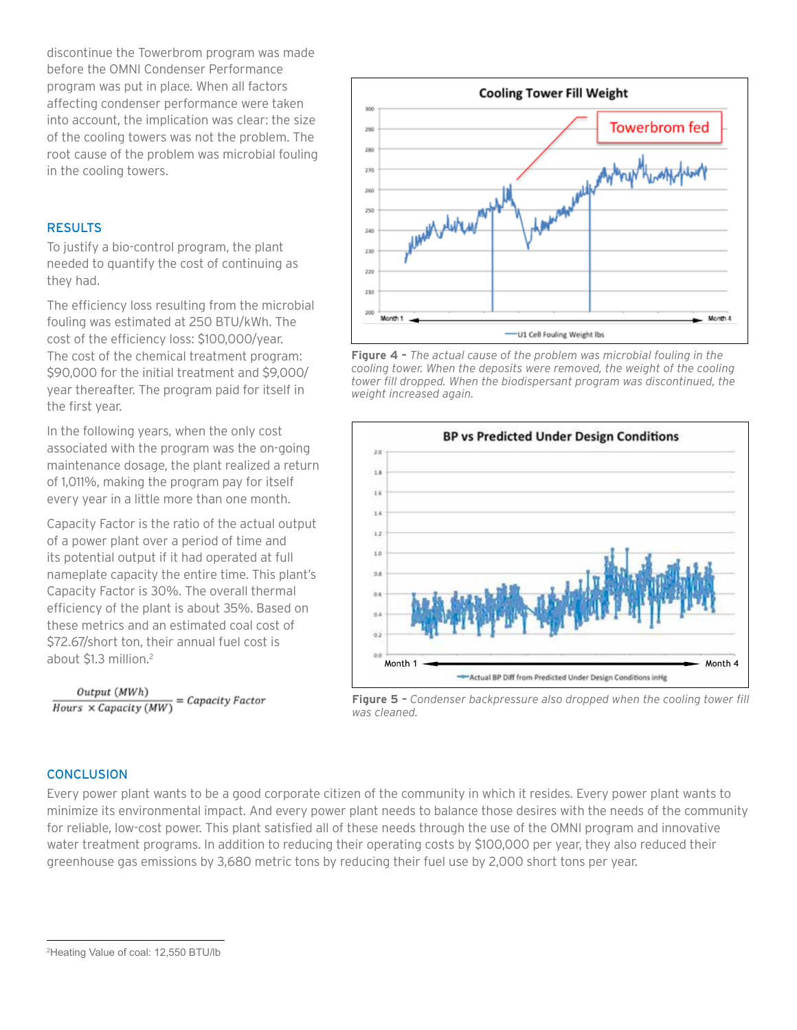discontinue the Towerbrom program was made before the OMNI Condenser Performance program was put in place. When all factors affecting condenser performance were taken into account, the implication was clear: the size of the cooling towers was not the problem. The root cause of the problem was microbial fouling in the cooling towers.

## RESULTS

To justify a bio-control program, the plant needed to quantify the cost of continuing as they had.

The efficiency loss resulting from the microbial fouling was estimated at 250 BTU/kWh. The cost of the efficiency loss: $100,000/year. The cost of the chemical treatment program: $90,000 for the initial treatment and $9,000/year thereafter. The program paid for itself in the first year.

In the following years, when the only cost associated with the program was the on-going maintenance dosage, the plant realized a return of 1,011%, making the program pay for itself every year in a little more than one month.

Capacity Factor is the ratio of the actual output of a power plant over a period of time and its potential output if it had operated at full nameplate capacity the entire time. This plant's Capacity Factor is 30%. The overall thermal efficiency of the plant is about 35%. Based on these metrics and an estimated coal cost of $72.67/short ton, their annual fuel cost is about $1.3 million.[2]

$$\frac{Output\ (MWh)}{Hours\ \times Capacity\ (MW)} = Capacity\ Factor$$

**Figure 4 -** *The actual cause of the problem was microbial fouling in the cooling tower. When the deposits were removed, the weight of the cooling tower fill dropped. When the biodispersant program was discontinued, the weight increased again.*

**Figure 5 -** *Condenser backpressure also dropped when the cooling tower fill was cleaned.*

## CONCLUSION

Every power plant wants to be a good corporate citizen of the community in which it resides. Every power plant wants to minimize its environmental impact. And every power plant needs to balance those desires with the needs of the community for reliable, low-cost power. This plant satisfied all of these needs through the use of the OMNI program and innovative water treatment programs. In addition to reducing their operating costs by $100,000 per year, they also reduced their greenhouse gas emissions by 3,680 metric tons by reducing their fuel use by 2,000 short tons per year.

---

[2]Heating Value of coal: 12,550 BTU/lb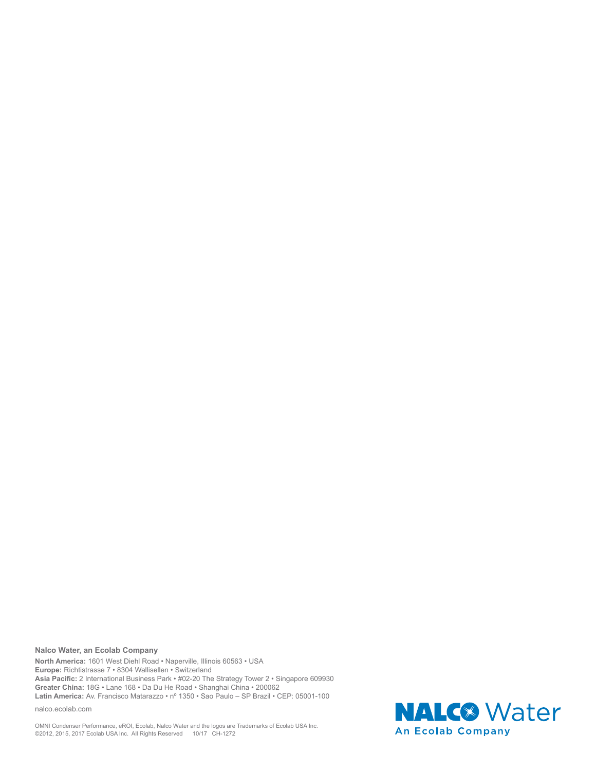**Nalco Water, an Ecolab Company**

**North America:** 1601 West Diehl Road • Naperville, Illinois 60563 • USA
**Europe:** Richtistrasse 7 • 8304 Wallisellen • Switzerland
**Asia Pacific:** 2 International Business Park • #02-20 The Strategy Tower 2 • Singapore 609930
**Greater China:** 18G • Lane 168 • Da Du He Road • Shanghai China • 200062
**Latin America:** Av. Francisco Matarazzo • nº 1350 • Sao Paulo – SP Brazil • CEP: 05001-100

nalco.ecolab.com

OMNI Condenser Performance, eROI, Ecolab, Nalco Water and the logos are Trademarks of Ecolab USA Inc.
©2012, 2015, 2017 Ecolab USA Inc. All Rights Reserved 10/17 CH-1272

NALCO Water
An Ecolab Company